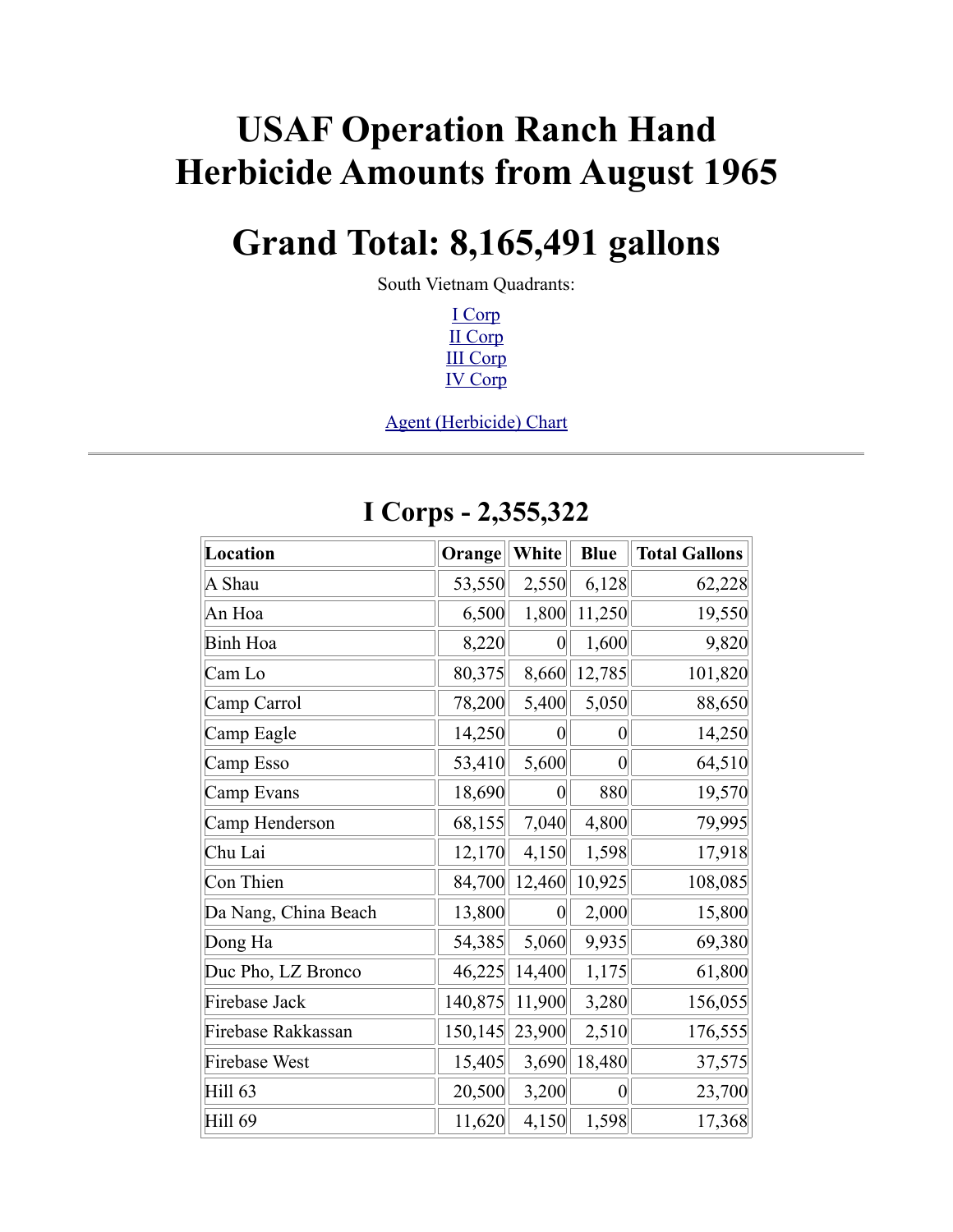# USAF Operation Ranch Hand Herbicide Amounts from August 1965

# Grand Total: 8,165,491 gallons

South Vietnam Quadrants:

I Corp
II Corp
III Corp
IV Corp

Agent (Herbicide) Chart

---

## I Corps - 2,355,322

| Location | Orange | White | Blue | Total Gallons |
|---|---|---|---|---|
| A Shau | 53,550 | 2,550 | 6,128 | 62,228 |
| An Hoa | 6,500 | 1,800 | 11,250 | 19,550 |
| Binh Hoa | 8,220 | 0 | 1,600 | 9,820 |
| Cam Lo | 80,375 | 8,660 | 12,785 | 101,820 |
| Camp Carrol | 78,200 | 5,400 | 5,050 | 88,650 |
| Camp Eagle | 14,250 | 0 | 0 | 14,250 |
| Camp Esso | 53,410 | 5,600 | 0 | 64,510 |
| Camp Evans | 18,690 | 0 | 880 | 19,570 |
| Camp Henderson | 68,155 | 7,040 | 4,800 | 79,995 |
| Chu Lai | 12,170 | 4,150 | 1,598 | 17,918 |
| Con Thien | 84,700 | 12,460 | 10,925 | 108,085 |
| Da Nang, China Beach | 13,800 | 0 | 2,000 | 15,800 |
| Dong Ha | 54,385 | 5,060 | 9,935 | 69,380 |
| Duc Pho, LZ Bronco | 46,225 | 14,400 | 1,175 | 61,800 |
| Firebase Jack | 140,875 | 11,900 | 3,280 | 156,055 |
| Firebase Rakkassan | 150,145 | 23,900 | 2,510 | 176,555 |
| Firebase West | 15,405 | 3,690 | 18,480 | 37,575 |
| Hill 63 | 20,500 | 3,200 | 0 | 23,700 |
| Hill 69 | 11,620 | 4,150 | 1,598 | 17,368 |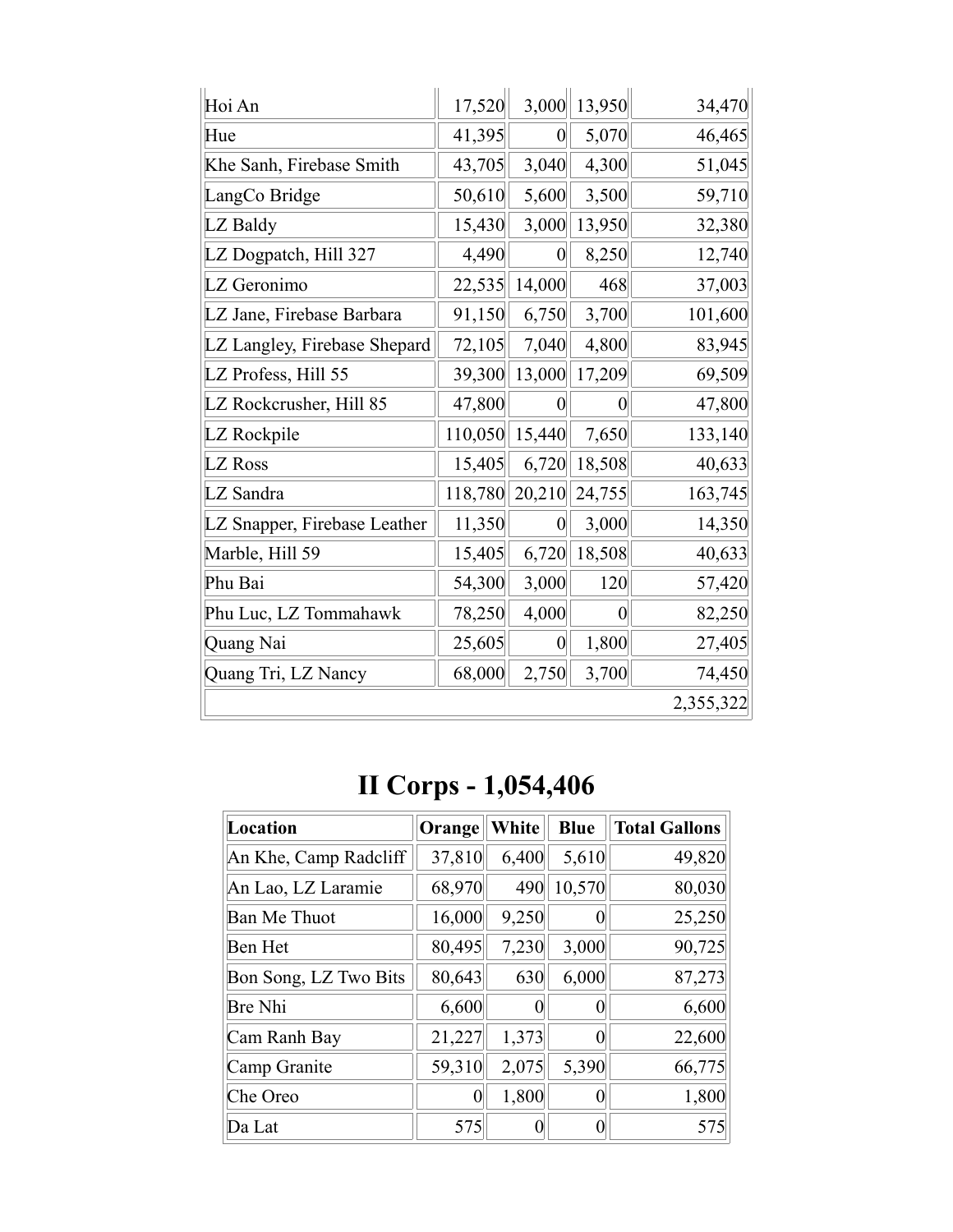| | | | | |
|---|---|---|---|---|
| Hoi An | 17,520 | 3,000 | 13,950 | 34,470 |
| Hue | 41,395 | 0 | 5,070 | 46,465 |
| Khe Sanh, Firebase Smith | 43,705 | 3,040 | 4,300 | 51,045 |
| LangCo Bridge | 50,610 | 5,600 | 3,500 | 59,710 |
| LZ Baldy | 15,430 | 3,000 | 13,950 | 32,380 |
| LZ Dogpatch, Hill 327 | 4,490 | 0 | 8,250 | 12,740 |
| LZ Geronimo | 22,535 | 14,000 | 468 | 37,003 |
| LZ Jane, Firebase Barbara | 91,150 | 6,750 | 3,700 | 101,600 |
| LZ Langley, Firebase Shepard | 72,105 | 7,040 | 4,800 | 83,945 |
| LZ Profess, Hill 55 | 39,300 | 13,000 | 17,209 | 69,509 |
| LZ Rockcrusher, Hill 85 | 47,800 | 0 | 0 | 47,800 |
| LZ Rockpile | 110,050 | 15,440 | 7,650 | 133,140 |
| LZ Ross | 15,405 | 6,720 | 18,508 | 40,633 |
| LZ Sandra | 118,780 | 20,210 | 24,755 | 163,745 |
| LZ Snapper, Firebase Leather | 11,350 | 0 | 3,000 | 14,350 |
| Marble, Hill 59 | 15,405 | 6,720 | 18,508 | 40,633 |
| Phu Bai | 54,300 | 3,000 | 120 | 57,420 |
| Phu Luc, LZ Tommahawk | 78,250 | 4,000 | 0 | 82,250 |
| Quang Nai | 25,605 | 0 | 1,800 | 27,405 |
| Quang Tri, LZ Nancy | 68,000 | 2,750 | 3,700 | 74,450 |
| | | | | 2,355,322 |

# II Corps - 1,054,406

| Location | Orange | White | Blue | Total Gallons |
|---|---|---|---|---|
| An Khe, Camp Radcliff | 37,810 | 6,400 | 5,610 | 49,820 |
| An Lao, LZ Laramie | 68,970 | 490 | 10,570 | 80,030 |
| Ban Me Thuot | 16,000 | 9,250 | 0 | 25,250 |
| Ben Het | 80,495 | 7,230 | 3,000 | 90,725 |
| Bon Song, LZ Two Bits | 80,643 | 630 | 6,000 | 87,273 |
| Bre Nhi | 6,600 | 0 | 0 | 6,600 |
| Cam Ranh Bay | 21,227 | 1,373 | 0 | 22,600 |
| Camp Granite | 59,310 | 2,075 | 5,390 | 66,775 |
| Che Oreo | 0 | 1,800 | 0 | 1,800 |
| Da Lat | 575 | 0 | 0 | 575 |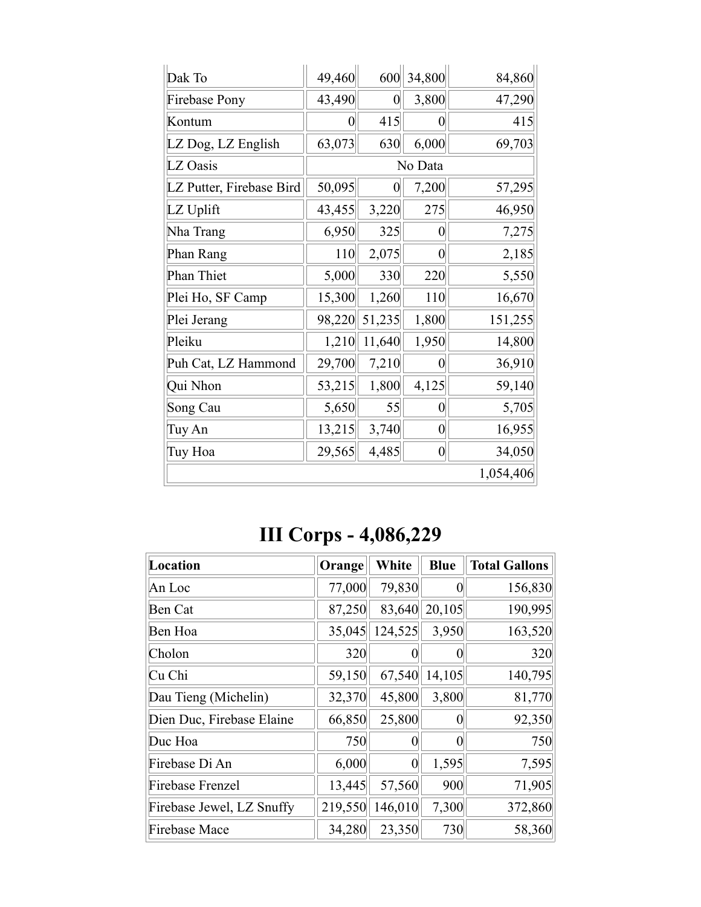| | | | | |
|---|---|---|---|---|
| Dak To | 49,460 | 600 | 34,800 | 84,860 |
| Firebase Pony | 43,490 | 0 | 3,800 | 47,290 |
| Kontum | 0 | 415 | 0 | 415 |
| LZ Dog, LZ English | 63,073 | 630 | 6,000 | 69,703 |
| LZ Oasis | No Data | | | |
| LZ Putter, Firebase Bird | 50,095 | 0 | 7,200 | 57,295 |
| LZ Uplift | 43,455 | 3,220 | 275 | 46,950 |
| Nha Trang | 6,950 | 325 | 0 | 7,275 |
| Phan Rang | 110 | 2,075 | 0 | 2,185 |
| Phan Thiet | 5,000 | 330 | 220 | 5,550 |
| Plei Ho, SF Camp | 15,300 | 1,260 | 110 | 16,670 |
| Plei Jerang | 98,220 | 51,235 | 1,800 | 151,255 |
| Pleiku | 1,210 | 11,640 | 1,950 | 14,800 |
| Puh Cat, LZ Hammond | 29,700 | 7,210 | 0 | 36,910 |
| Qui Nhon | 53,215 | 1,800 | 4,125 | 59,140 |
| Song Cau | 5,650 | 55 | 0 | 5,705 |
| Tuy An | 13,215 | 3,740 | 0 | 16,955 |
| Tuy Hoa | 29,565 | 4,485 | 0 | 34,050 |
| | | | | 1,054,406 |

# III Corps - 4,086,229

| Location | Orange | White | Blue | Total Gallons |
|---|---|---|---|---|
| An Loc | 77,000 | 79,830 | 0 | 156,830 |
| Ben Cat | 87,250 | 83,640 | 20,105 | 190,995 |
| Ben Hoa | 35,045 | 124,525 | 3,950 | 163,520 |
| Cholon | 320 | 0 | 0 | 320 |
| Cu Chi | 59,150 | 67,540 | 14,105 | 140,795 |
| Dau Tieng (Michelin) | 32,370 | 45,800 | 3,800 | 81,770 |
| Dien Duc, Firebase Elaine | 66,850 | 25,800 | 0 | 92,350 |
| Duc Hoa | 750 | 0 | 0 | 750 |
| Firebase Di An | 6,000 | 0 | 1,595 | 7,595 |
| Firebase Frenzel | 13,445 | 57,560 | 900 | 71,905 |
| Firebase Jewel, LZ Snuffy | 219,550 | 146,010 | 7,300 | 372,860 |
| Firebase Mace | 34,280 | 23,350 | 730 | 58,360 |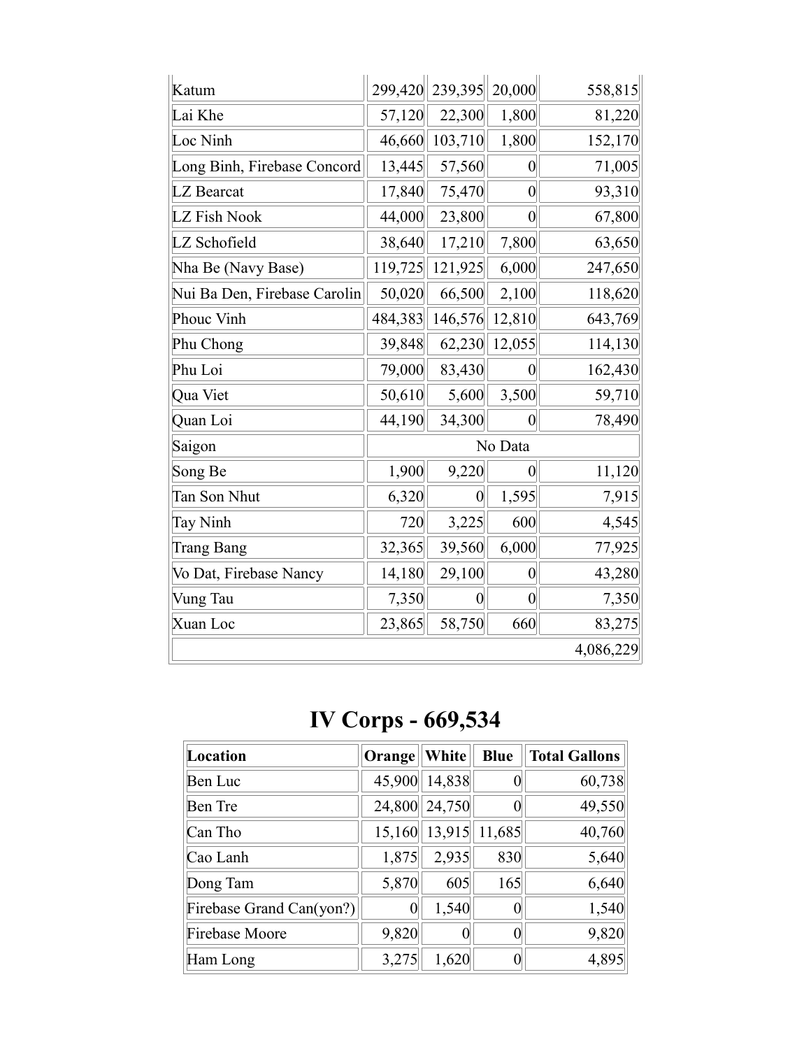| | | | | |
|---|---|---|---|---|
| Katum | 299,420 | 239,395 | 20,000 | 558,815 |
| Lai Khe | 57,120 | 22,300 | 1,800 | 81,220 |
| Loc Ninh | 46,660 | 103,710 | 1,800 | 152,170 |
| Long Binh, Firebase Concord | 13,445 | 57,560 | 0 | 71,005 |
| LZ Bearcat | 17,840 | 75,470 | 0 | 93,310 |
| LZ Fish Nook | 44,000 | 23,800 | 0 | 67,800 |
| LZ Schofield | 38,640 | 17,210 | 7,800 | 63,650 |
| Nha Be (Navy Base) | 119,725 | 121,925 | 6,000 | 247,650 |
| Nui Ba Den, Firebase Carolin | 50,020 | 66,500 | 2,100 | 118,620 |
| Phouc Vinh | 484,383 | 146,576 | 12,810 | 643,769 |
| Phu Chong | 39,848 | 62,230 | 12,055 | 114,130 |
| Phu Loi | 79,000 | 83,430 | 0 | 162,430 |
| Qua Viet | 50,610 | 5,600 | 3,500 | 59,710 |
| Quan Loi | 44,190 | 34,300 | 0 | 78,490 |
| Saigon | No Data | | | |
| Song Be | 1,900 | 9,220 | 0 | 11,120 |
| Tan Son Nhut | 6,320 | 0 | 1,595 | 7,915 |
| Tay Ninh | 720 | 3,225 | 600 | 4,545 |
| Trang Bang | 32,365 | 39,560 | 6,000 | 77,925 |
| Vo Dat, Firebase Nancy | 14,180 | 29,100 | 0 | 43,280 |
| Vung Tau | 7,350 | 0 | 0 | 7,350 |
| Xuan Loc | 23,865 | 58,750 | 660 | 83,275 |
| | | | | 4,086,229 |

# IV Corps - 669,534

| Location | Orange | White | Blue | Total Gallons |
|---|---|---|---|---|
| Ben Luc | 45,900 | 14,838 | 0 | 60,738 |
| Ben Tre | 24,800 | 24,750 | 0 | 49,550 |
| Can Tho | 15,160 | 13,915 | 11,685 | 40,760 |
| Cao Lanh | 1,875 | 2,935 | 830 | 5,640 |
| Dong Tam | 5,870 | 605 | 165 | 6,640 |
| Firebase Grand Can(yon?) | 0 | 1,540 | 0 | 1,540 |
| Firebase Moore | 9,820 | 0 | 0 | 9,820 |
| Ham Long | 3,275 | 1,620 | 0 | 4,895 |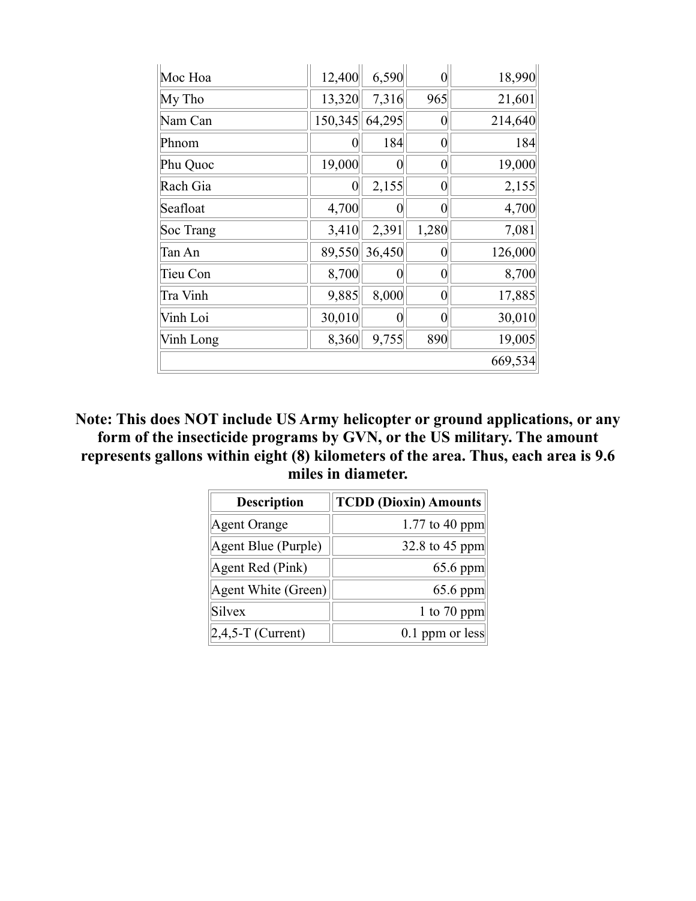| | | | | |
|---|---|---|---|---|
| Moc Hoa | 12,400 | 6,590 | 0 | 18,990 |
| My Tho | 13,320 | 7,316 | 965 | 21,601 |
| Nam Can | 150,345 | 64,295 | 0 | 214,640 |
| Phnom | 0 | 184 | 0 | 184 |
| Phu Quoc | 19,000 | 0 | 0 | 19,000 |
| Rach Gia | 0 | 2,155 | 0 | 2,155 |
| Seafloat | 4,700 | 0 | 0 | 4,700 |
| Soc Trang | 3,410 | 2,391 | 1,280 | 7,081 |
| Tan An | 89,550 | 36,450 | 0 | 126,000 |
| Tieu Con | 8,700 | 0 | 0 | 8,700 |
| Tra Vinh | 9,885 | 8,000 | 0 | 17,885 |
| Vinh Loi | 30,010 | 0 | 0 | 30,010 |
| Vinh Long | 8,360 | 9,755 | 890 | 19,005 |
| | | | | 669,534 |

**Note: This does NOT include US Army helicopter or ground applications, or any form of the insecticide programs by GVN, or the US military. The amount represents gallons within eight (8) kilometers of the area. Thus, each area is 9.6 miles in diameter.**

| Description | TCDD (Dioxin) Amounts |
|---|---|
| Agent Orange | 1.77 to 40 ppm |
| Agent Blue (Purple) | 32.8 to 45 ppm |
| Agent Red (Pink) | 65.6 ppm |
| Agent White (Green) | 65.6 ppm |
| Silvex | 1 to 70 ppm |
| 2,4,5-T (Current) | 0.1 ppm or less |